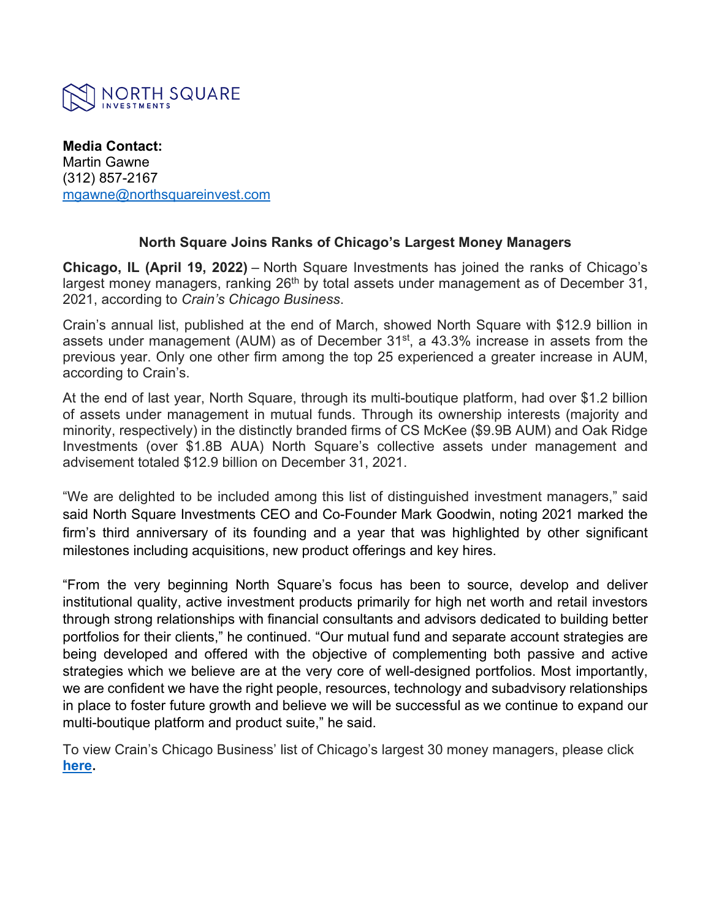NORTH SQUARE INVESTMENTS

**Media Contact:**
Martin Gawne
(312) 857-2167
mgawne@northsquareinvest.com

## North Square Joins Ranks of Chicago's Largest Money Managers

**Chicago, IL (April 19, 2022)** – North Square Investments has joined the ranks of Chicago's largest money managers, ranking 26th by total assets under management as of December 31, 2021, according to *Crain's Chicago Business*.

Crain's annual list, published at the end of March, showed North Square with $12.9 billion in assets under management (AUM) as of December 31st, a 43.3% increase in assets from the previous year. Only one other firm among the top 25 experienced a greater increase in AUM, according to Crain's.

At the end of last year, North Square, through its multi-boutique platform, had over $1.2 billion of assets under management in mutual funds. Through its ownership interests (majority and minority, respectively) in the distinctly branded firms of CS McKee ($9.9B AUM) and Oak Ridge Investments (over $1.8B AUA) North Square's collective assets under management and advisement totaled $12.9 billion on December 31, 2021.

"We are delighted to be included among this list of distinguished investment managers," said said North Square Investments CEO and Co-Founder Mark Goodwin, noting 2021 marked the firm's third anniversary of its founding and a year that was highlighted by other significant milestones including acquisitions, new product offerings and key hires.

"From the very beginning North Square's focus has been to source, develop and deliver institutional quality, active investment products primarily for high net worth and retail investors through strong relationships with financial consultants and advisors dedicated to building better portfolios for their clients," he continued. "Our mutual fund and separate account strategies are being developed and offered with the objective of complementing both passive and active strategies which we believe are at the very core of well-designed portfolios. Most importantly, we are confident we have the right people, resources, technology and subadvisory relationships in place to foster future growth and believe we will be successful as we continue to expand our multi-boutique platform and product suite," he said.

To view Crain's Chicago Business' list of Chicago's largest 30 money managers, please click **here**.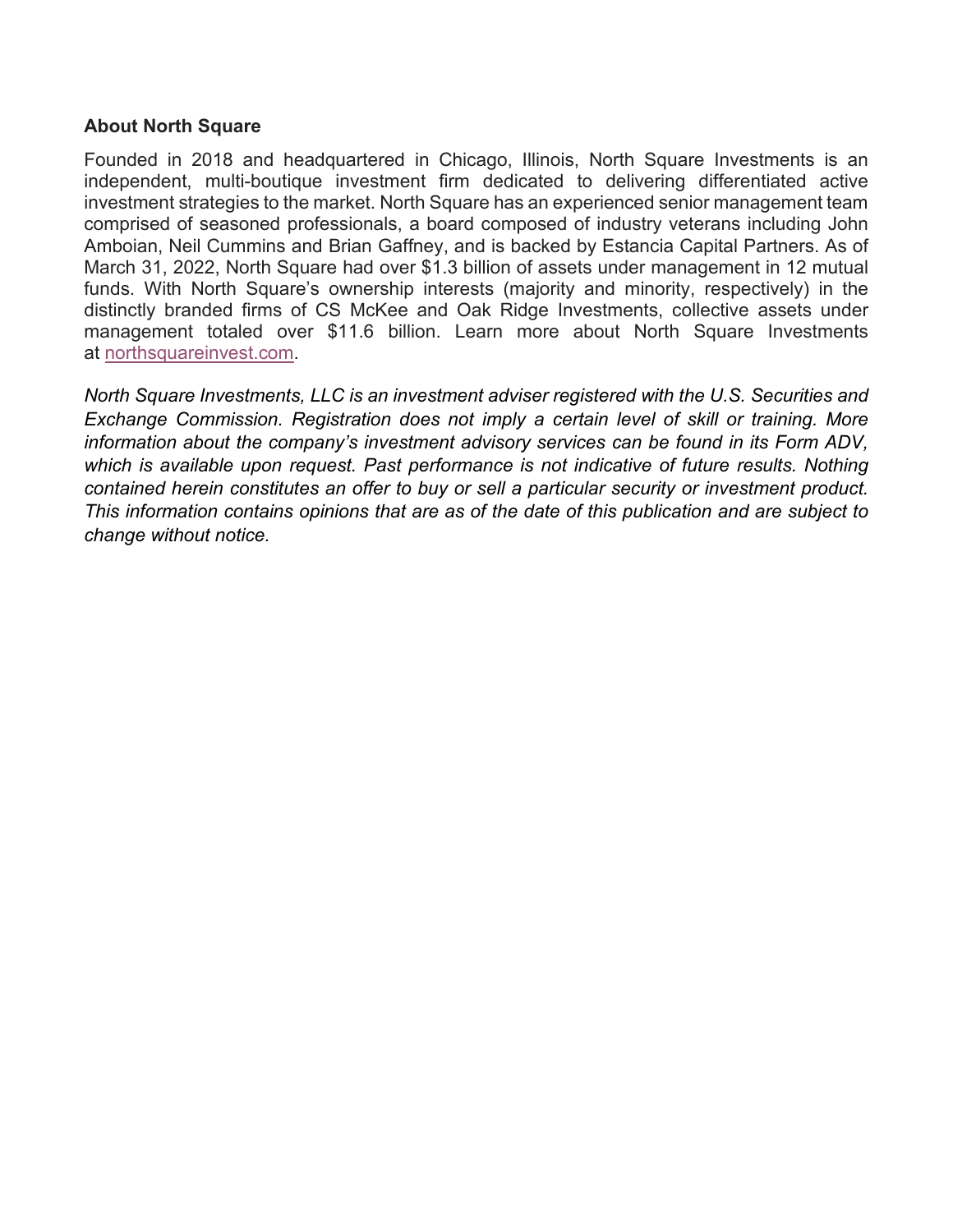**About North Square**

Founded in 2018 and headquartered in Chicago, Illinois, North Square Investments is an independent, multi-boutique investment firm dedicated to delivering differentiated active investment strategies to the market. North Square has an experienced senior management team comprised of seasoned professionals, a board composed of industry veterans including John Amboian, Neil Cummins and Brian Gaffney, and is backed by Estancia Capital Partners. As of March 31, 2022, North Square had over $1.3 billion of assets under management in 12 mutual funds. With North Square's ownership interests (majority and minority, respectively) in the distinctly branded firms of CS McKee and Oak Ridge Investments, collective assets under management totaled over $11.6 billion. Learn more about North Square Investments at northsquareinvest.com.

*North Square Investments, LLC is an investment adviser registered with the U.S. Securities and Exchange Commission. Registration does not imply a certain level of skill or training. More information about the company's investment advisory services can be found in its Form ADV, which is available upon request. Past performance is not indicative of future results. Nothing contained herein constitutes an offer to buy or sell a particular security or investment product. This information contains opinions that are as of the date of this publication and are subject to change without notice.*